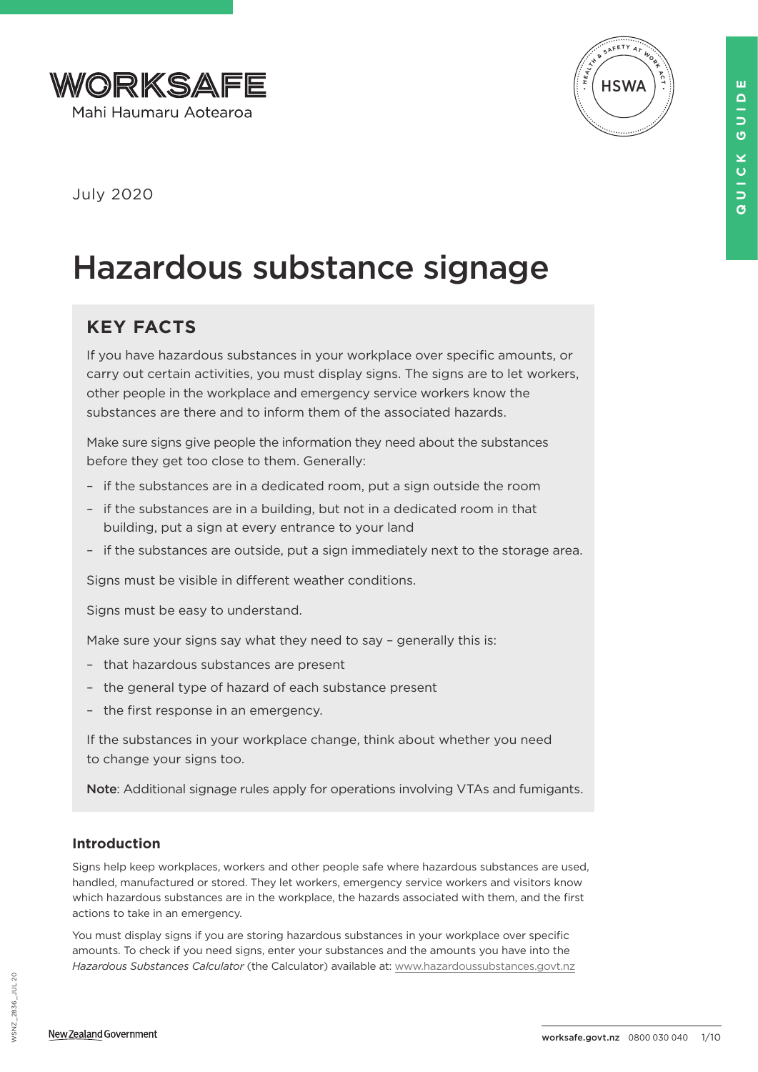WORKSAFE
Mahi Haumaru Aotearoa

QUICK GUIDE

July 2020

# Hazardous substance signage

## KEY FACTS

If you have hazardous substances in your workplace over specific amounts, or carry out certain activities, you must display signs. The signs are to let workers, other people in the workplace and emergency service workers know the substances are there and to inform them of the associated hazards.

Make sure signs give people the information they need about the substances before they get too close to them. Generally:

- if the substances are in a dedicated room, put a sign outside the room
- if the substances are in a building, but not in a dedicated room in that building, put a sign at every entrance to your land
- if the substances are outside, put a sign immediately next to the storage area.

Signs must be visible in different weather conditions.

Signs must be easy to understand.

Make sure your signs say what they need to say – generally this is:

- that hazardous substances are present
- the general type of hazard of each substance present
- the first response in an emergency.

If the substances in your workplace change, think about whether you need to change your signs too.

**Note**: Additional signage rules apply for operations involving VTAs and fumigants.

### Introduction

Signs help keep workplaces, workers and other people safe where hazardous substances are used, handled, manufactured or stored. They let workers, emergency service workers and visitors know which hazardous substances are in the workplace, the hazards associated with them, and the first actions to take in an emergency.

You must display signs if you are storing hazardous substances in your workplace over specific amounts. To check if you need signs, enter your substances and the amounts you have into the *Hazardous Substances Calculator* (the Calculator) available at: www.hazardoussubstances.govt.nz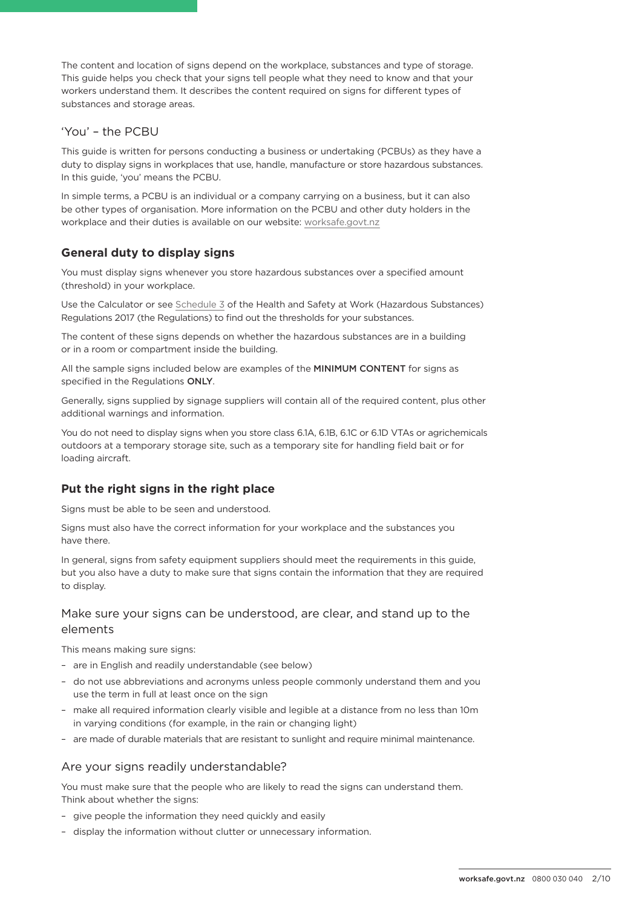The content and location of signs depend on the workplace, substances and type of storage. This guide helps you check that your signs tell people what they need to know and that your workers understand them. It describes the content required on signs for different types of substances and storage areas.

### 'You' – the PCBU

This guide is written for persons conducting a business or undertaking (PCBUs) as they have a duty to display signs in workplaces that use, handle, manufacture or store hazardous substances. In this guide, 'you' means the PCBU.

In simple terms, a PCBU is an individual or a company carrying on a business, but it can also be other types of organisation. More information on the PCBU and other duty holders in the workplace and their duties is available on our website: worksafe.govt.nz

## General duty to display signs

You must display signs whenever you store hazardous substances over a specified amount (threshold) in your workplace.

Use the Calculator or see Schedule 3 of the Health and Safety at Work (Hazardous Substances) Regulations 2017 (the Regulations) to find out the thresholds for your substances.

The content of these signs depends on whether the hazardous substances are in a building or in a room or compartment inside the building.

All the sample signs included below are examples of the **MINIMUM CONTENT** for signs as specified in the Regulations **ONLY**.

Generally, signs supplied by signage suppliers will contain all of the required content, plus other additional warnings and information.

You do not need to display signs when you store class 6.1A, 6.1B, 6.1C or 6.1D VTAs or agrichemicals outdoors at a temporary storage site, such as a temporary site for handling field bait or for loading aircraft.

## Put the right signs in the right place

Signs must be able to be seen and understood.

Signs must also have the correct information for your workplace and the substances you have there.

In general, signs from safety equipment suppliers should meet the requirements in this guide, but you also have a duty to make sure that signs contain the information that they are required to display.

### Make sure your signs can be understood, are clear, and stand up to the elements

This means making sure signs:

- are in English and readily understandable (see below)
- do not use abbreviations and acronyms unless people commonly understand them and you use the term in full at least once on the sign
- make all required information clearly visible and legible at a distance from no less than 10m in varying conditions (for example, in the rain or changing light)
- are made of durable materials that are resistant to sunlight and require minimal maintenance.

### Are your signs readily understandable?

You must make sure that the people who are likely to read the signs can understand them. Think about whether the signs:

- give people the information they need quickly and easily
- display the information without clutter or unnecessary information.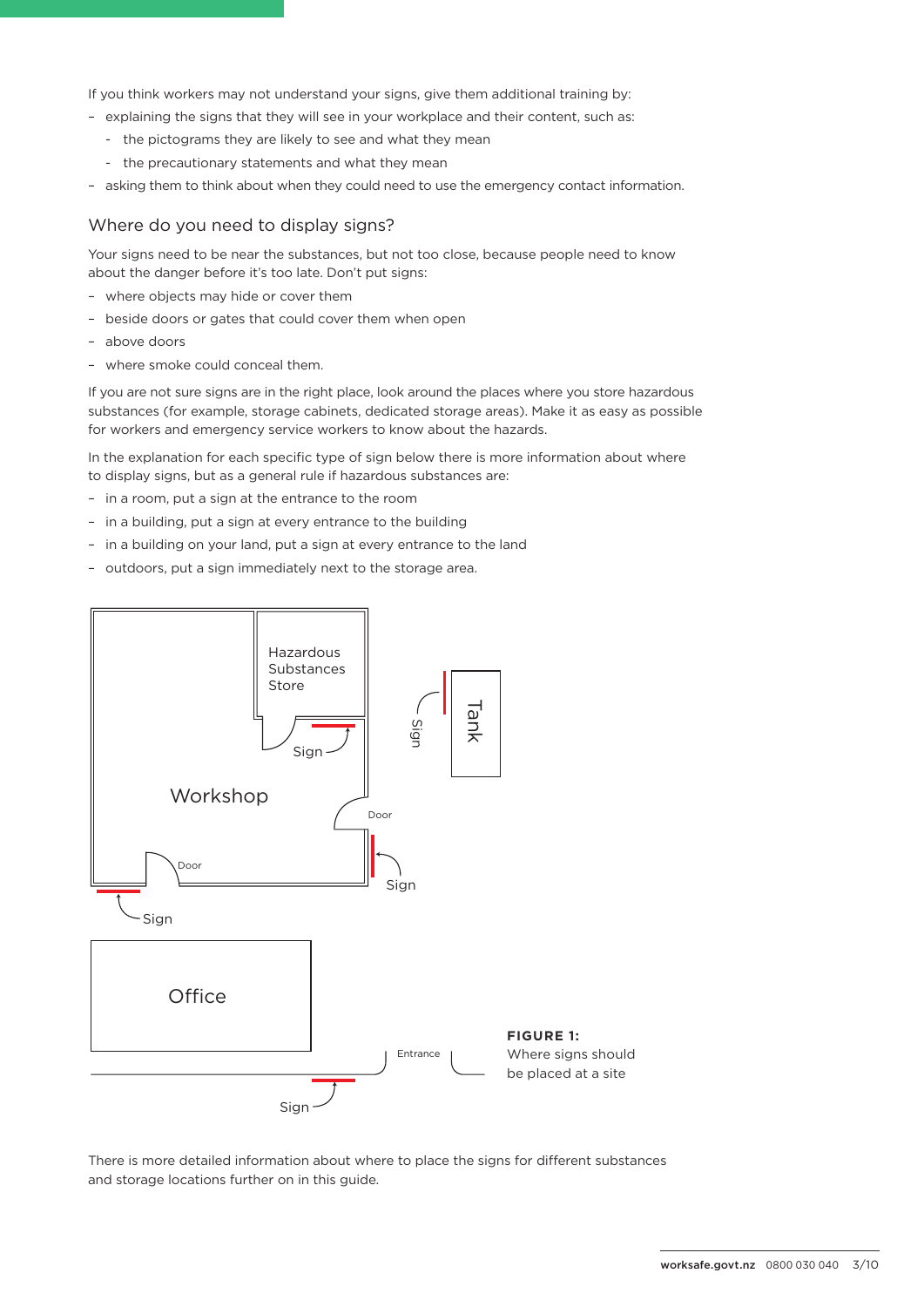If you think workers may not understand your signs, give them additional training by:

- explaining the signs that they will see in your workplace and their content, such as:
  - the pictograms they are likely to see and what they mean
  - the precautionary statements and what they mean
- asking them to think about when they could need to use the emergency contact information.

## Where do you need to display signs?

Your signs need to be near the substances, but not too close, because people need to know about the danger before it's too late. Don't put signs:

- where objects may hide or cover them
- beside doors or gates that could cover them when open
- above doors
- where smoke could conceal them.

If you are not sure signs are in the right place, look around the places where you store hazardous substances (for example, storage cabinets, dedicated storage areas). Make it as easy as possible for workers and emergency service workers to know about the hazards.

In the explanation for each specific type of sign below there is more information about where to display signs, but as a general rule if hazardous substances are:

- in a room, put a sign at the entrance to the room
- in a building, put a sign at every entrance to the building
- in a building on your land, put a sign at every entrance to the land
- outdoors, put a sign immediately next to the storage area.

**FIGURE 1:** Where signs should be placed at a site

There is more detailed information about where to place the signs for different substances and storage locations further on in this guide.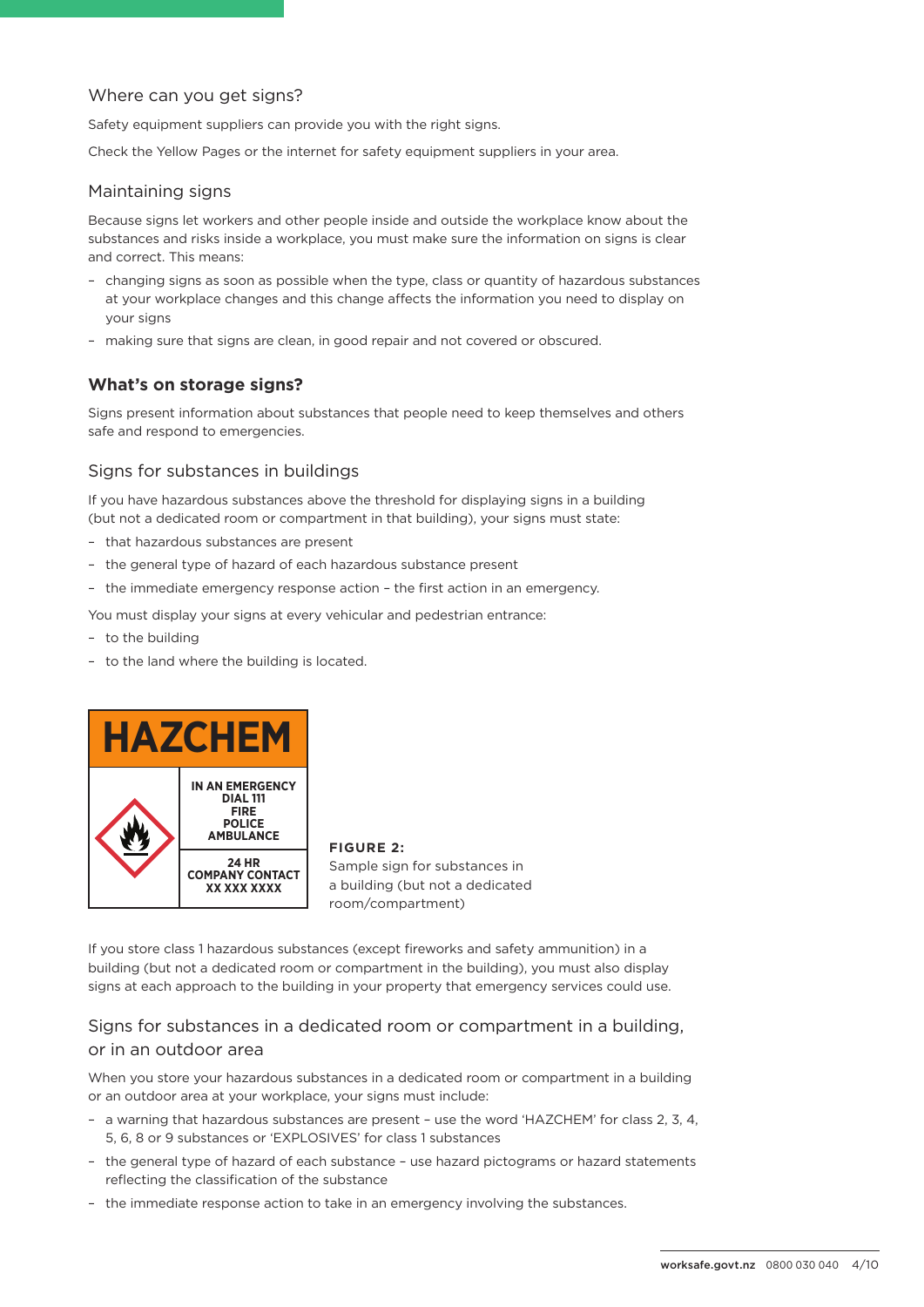## Where can you get signs?

Safety equipment suppliers can provide you with the right signs.

Check the Yellow Pages or the internet for safety equipment suppliers in your area.

## Maintaining signs

Because signs let workers and other people inside and outside the workplace know about the substances and risks inside a workplace, you must make sure the information on signs is clear and correct. This means:

- changing signs as soon as possible when the type, class or quantity of hazardous substances at your workplace changes and this change affects the information you need to display on your signs
- making sure that signs are clean, in good repair and not covered or obscured.

## What's on storage signs?

Signs present information about substances that people need to keep themselves and others safe and respond to emergencies.

### Signs for substances in buildings

If you have hazardous substances above the threshold for displaying signs in a building (but not a dedicated room or compartment in that building), your signs must state:

- that hazardous substances are present
- the general type of hazard of each hazardous substance present
- the immediate emergency response action – the first action in an emergency.

You must display your signs at every vehicular and pedestrian entrance:

- to the building
- to the land where the building is located.

| HAZCHEM | |
|---|---|
| | IN AN EMERGENCY DIAL 111 FIRE POLICE AMBULANCE |
| | 24 HR COMPANY CONTACT XX XXX XXXX |

**FIGURE 2:** Sample sign for substances in a building (but not a dedicated room/compartment)

If you store class 1 hazardous substances (except fireworks and safety ammunition) in a building (but not a dedicated room or compartment in the building), you must also display signs at each approach to the building in your property that emergency services could use.

### Signs for substances in a dedicated room or compartment in a building, or in an outdoor area

When you store your hazardous substances in a dedicated room or compartment in a building or an outdoor area at your workplace, your signs must include:

- a warning that hazardous substances are present – use the word 'HAZCHEM' for class 2, 3, 4, 5, 6, 8 or 9 substances or 'EXPLOSIVES' for class 1 substances
- the general type of hazard of each substance – use hazard pictograms or hazard statements reflecting the classification of the substance
- the immediate response action to take in an emergency involving the substances.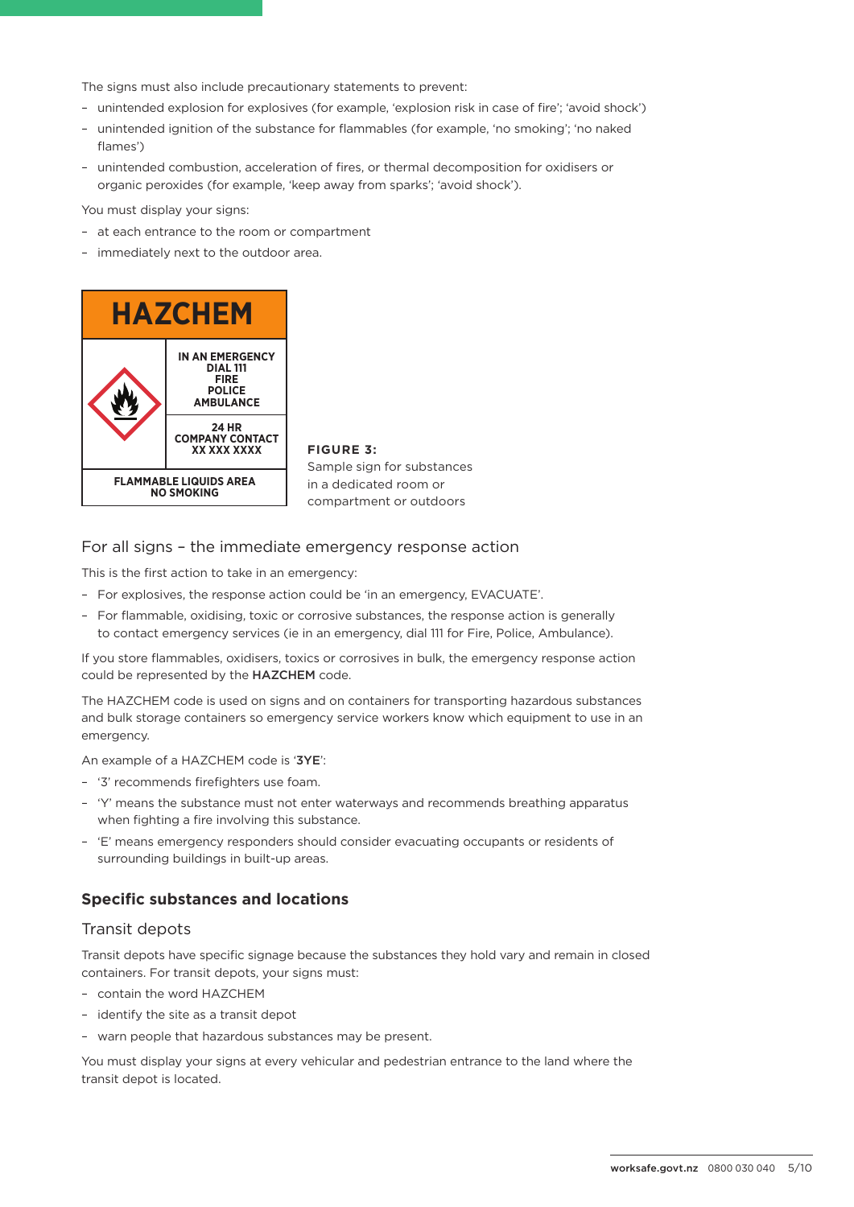The signs must also include precautionary statements to prevent:

- unintended explosion for explosives (for example, 'explosion risk in case of fire'; 'avoid shock')
- unintended ignition of the substance for flammables (for example, 'no smoking'; 'no naked flames')
- unintended combustion, acceleration of fires, or thermal decomposition for oxidisers or organic peroxides (for example, 'keep away from sparks'; 'avoid shock').

You must display your signs:

- at each entrance to the room or compartment
- immediately next to the outdoor area.

HAZCHEM

IN AN EMERGENCY
DIAL 111
FIRE
POLICE
AMBULANCE

24 HR
COMPANY CONTACT
XX XXX XXXX

FLAMMABLE LIQUIDS AREA
NO SMOKING

**FIGURE 3:** Sample sign for substances in a dedicated room or compartment or outdoors

## For all signs – the immediate emergency response action

This is the first action to take in an emergency:

- For explosives, the response action could be 'in an emergency, EVACUATE'.
- For flammable, oxidising, toxic or corrosive substances, the response action is generally to contact emergency services (ie in an emergency, dial 111 for Fire, Police, Ambulance).

If you store flammables, oxidisers, toxics or corrosives in bulk, the emergency response action could be represented by the **HAZCHEM** code.

The HAZCHEM code is used on signs and on containers for transporting hazardous substances and bulk storage containers so emergency service workers know which equipment to use in an emergency.

An example of a HAZCHEM code is '**3YE**':

- '3' recommends firefighters use foam.
- 'Y' means the substance must not enter waterways and recommends breathing apparatus when fighting a fire involving this substance.
- 'E' means emergency responders should consider evacuating occupants or residents of surrounding buildings in built-up areas.

# Specific substances and locations

## Transit depots

Transit depots have specific signage because the substances they hold vary and remain in closed containers. For transit depots, your signs must:

- contain the word HAZCHEM
- identify the site as a transit depot
- warn people that hazardous substances may be present.

You must display your signs at every vehicular and pedestrian entrance to the land where the transit depot is located.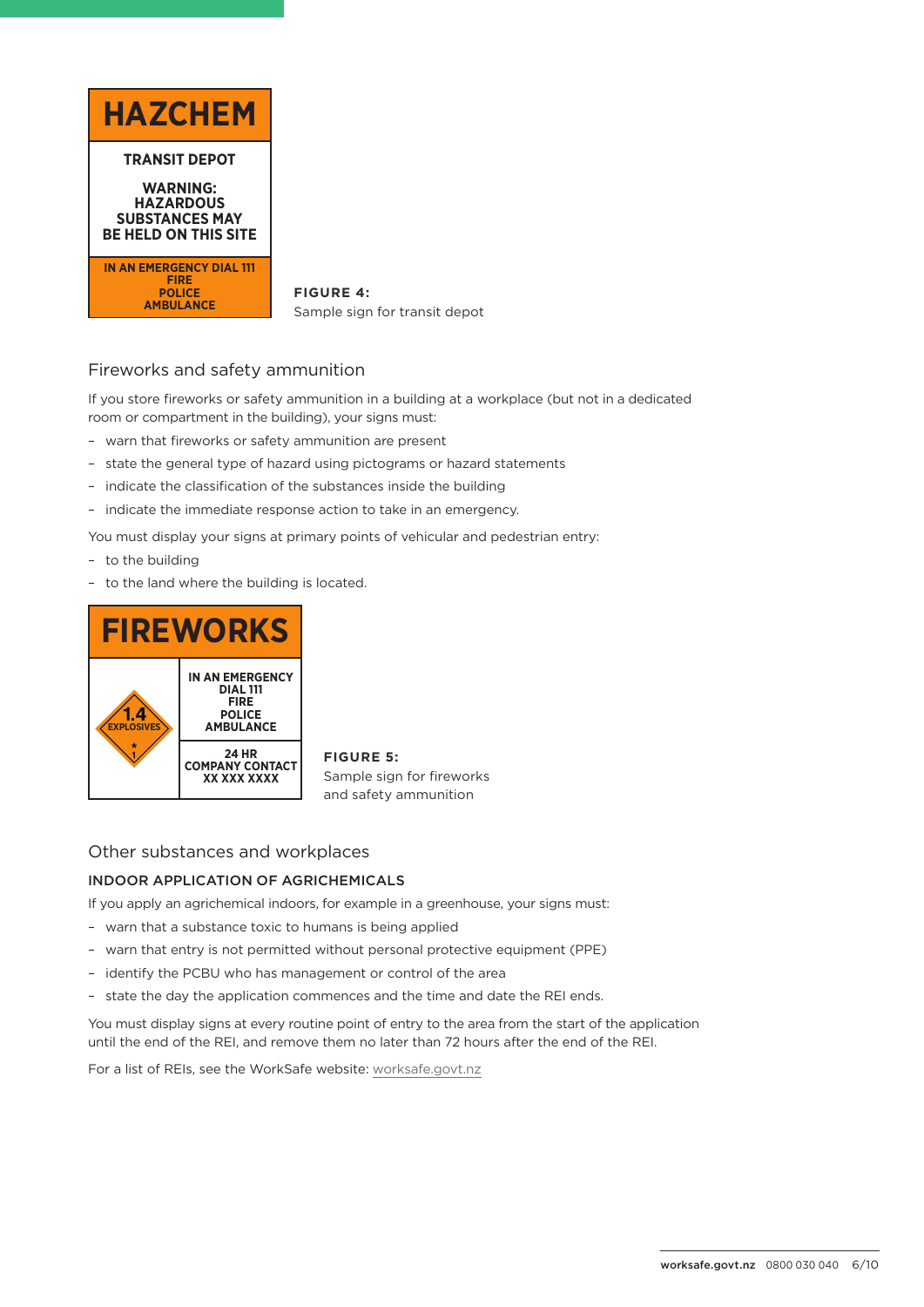HAZCHEM

TRANSIT DEPOT

WARNING: HAZARDOUS SUBSTANCES MAY BE HELD ON THIS SITE

IN AN EMERGENCY DIAL 111 FIRE POLICE AMBULANCE

**FIGURE 4:** Sample sign for transit depot

## Fireworks and safety ammunition

If you store fireworks or safety ammunition in a building at a workplace (but not in a dedicated room or compartment in the building), your signs must:

- warn that fireworks or safety ammunition are present
- state the general type of hazard using pictograms or hazard statements
- indicate the classification of the substances inside the building
- indicate the immediate response action to take in an emergency.

You must display your signs at primary points of vehicular and pedestrian entry:

- to the building
- to the land where the building is located.

FIREWORKS

1.4 EXPLOSIVES * 1

IN AN EMERGENCY DIAL 111 FIRE POLICE AMBULANCE

24 HR COMPANY CONTACT XX XXX XXXX

**FIGURE 5:** Sample sign for fireworks and safety ammunition

## Other substances and workplaces

### INDOOR APPLICATION OF AGRICHEMICALS

If you apply an agrichemical indoors, for example in a greenhouse, your signs must:

- warn that a substance toxic to humans is being applied
- warn that entry is not permitted without personal protective equipment (PPE)
- identify the PCBU who has management or control of the area
- state the day the application commences and the time and date the REI ends.

You must display signs at every routine point of entry to the area from the start of the application until the end of the REI, and remove them no later than 72 hours after the end of the REI.

For a list of REIs, see the WorkSafe website: worksafe.govt.nz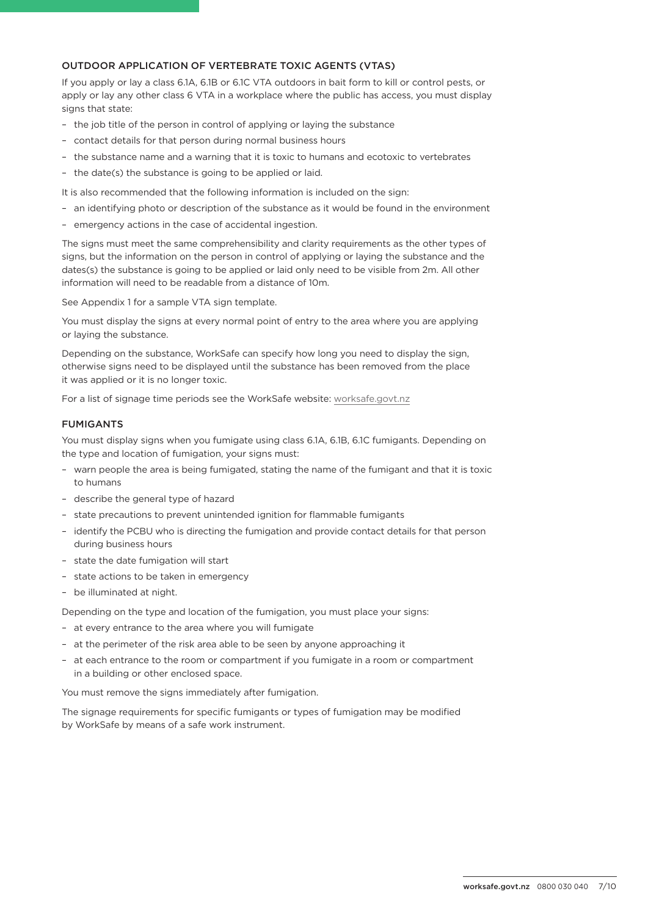### OUTDOOR APPLICATION OF VERTEBRATE TOXIC AGENTS (VTAS)

If you apply or lay a class 6.1A, 6.1B or 6.1C VTA outdoors in bait form to kill or control pests, or apply or lay any other class 6 VTA in a workplace where the public has access, you must display signs that state:

- the job title of the person in control of applying or laying the substance
- contact details for that person during normal business hours
- the substance name and a warning that it is toxic to humans and ecotoxic to vertebrates
- the date(s) the substance is going to be applied or laid.

It is also recommended that the following information is included on the sign:

- an identifying photo or description of the substance as it would be found in the environment
- emergency actions in the case of accidental ingestion.

The signs must meet the same comprehensibility and clarity requirements as the other types of signs, but the information on the person in control of applying or laying the substance and the dates(s) the substance is going to be applied or laid only need to be visible from 2m. All other information will need to be readable from a distance of 10m.

See Appendix 1 for a sample VTA sign template.

You must display the signs at every normal point of entry to the area where you are applying or laying the substance.

Depending on the substance, WorkSafe can specify how long you need to display the sign, otherwise signs need to be displayed until the substance has been removed from the place it was applied or it is no longer toxic.

For a list of signage time periods see the WorkSafe website: worksafe.govt.nz

### FUMIGANTS

You must display signs when you fumigate using class 6.1A, 6.1B, 6.1C fumigants. Depending on the type and location of fumigation, your signs must:

- warn people the area is being fumigated, stating the name of the fumigant and that it is toxic to humans
- describe the general type of hazard
- state precautions to prevent unintended ignition for flammable fumigants
- identify the PCBU who is directing the fumigation and provide contact details for that person during business hours
- state the date fumigation will start
- state actions to be taken in emergency
- be illuminated at night.

Depending on the type and location of the fumigation, you must place your signs:

- at every entrance to the area where you will fumigate
- at the perimeter of the risk area able to be seen by anyone approaching it
- at each entrance to the room or compartment if you fumigate in a room or compartment in a building or other enclosed space.

You must remove the signs immediately after fumigation.

The signage requirements for specific fumigants or types of fumigation may be modified by WorkSafe by means of a safe work instrument.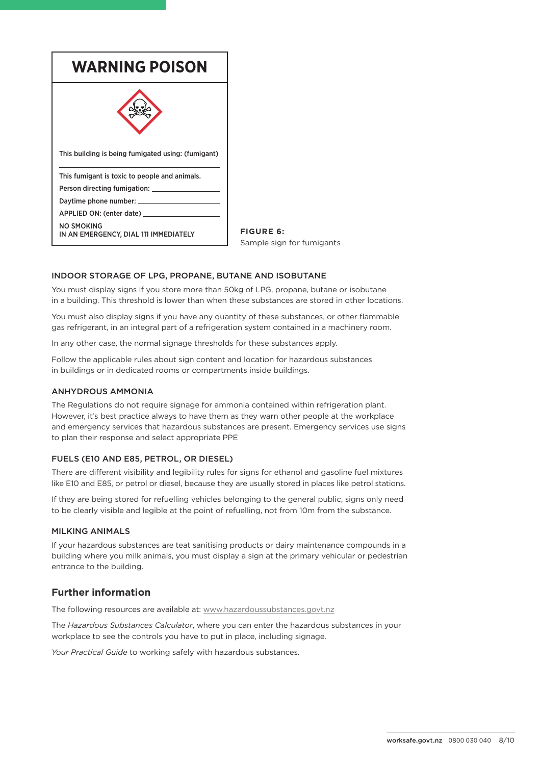**WARNING POISON**

This building is being fumigated using: (fumigant)

______________________________

This fumigant is toxic to people and animals.

Person directing fumigation: ______________

Daytime phone number: ______________

APPLIED ON: (enter date) ______________

NO SMOKING
IN AN EMERGENCY, DIAL 111 IMMEDIATELY

**FIGURE 6:**
Sample sign for fumigants

### INDOOR STORAGE OF LPG, PROPANE, BUTANE AND ISOBUTANE

You must display signs if you store more than 50kg of LPG, propane, butane or isobutane in a building. This threshold is lower than when these substances are stored in other locations.

You must also display signs if you have any quantity of these substances, or other flammable gas refrigerant, in an integral part of a refrigeration system contained in a machinery room.

In any other case, the normal signage thresholds for these substances apply.

Follow the applicable rules about sign content and location for hazardous substances in buildings or in dedicated rooms or compartments inside buildings.

### ANHYDROUS AMMONIA

The Regulations do not require signage for ammonia contained within refrigeration plant. However, it's best practice always to have them as they warn other people at the workplace and emergency services that hazardous substances are present. Emergency services use signs to plan their response and select appropriate PPE

### FUELS (E10 AND E85, PETROL, OR DIESEL)

There are different visibility and legibility rules for signs for ethanol and gasoline fuel mixtures like E10 and E85, or petrol or diesel, because they are usually stored in places like petrol stations.

If they are being stored for refuelling vehicles belonging to the general public, signs only need to be clearly visible and legible at the point of refuelling, not from 10m from the substance.

### MILKING ANIMALS

If your hazardous substances are teat sanitising products or dairy maintenance compounds in a building where you milk animals, you must display a sign at the primary vehicular or pedestrian entrance to the building.

## Further information

The following resources are available at: www.hazardoussubstances.govt.nz

The *Hazardous Substances Calculator*, where you can enter the hazardous substances in your workplace to see the controls you have to put in place, including signage.

*Your Practical Guide* to working safely with hazardous substances.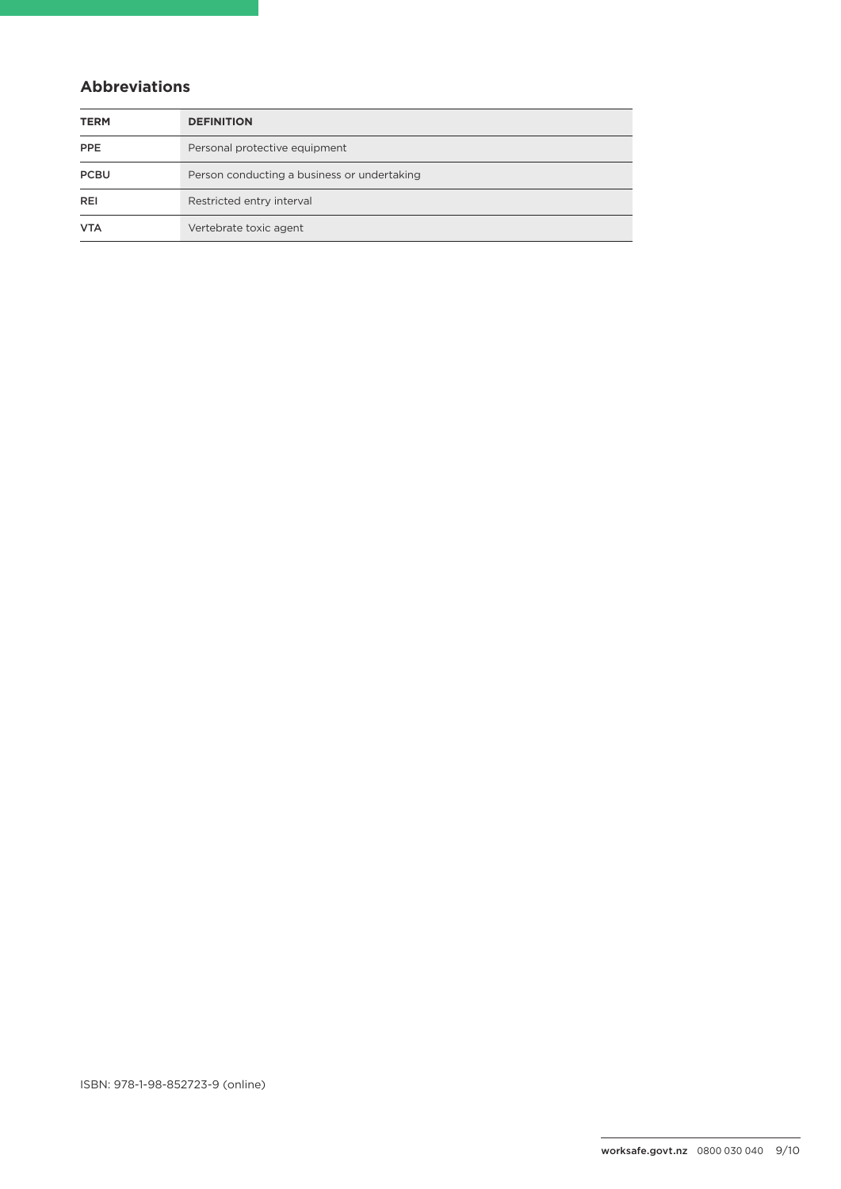## Abbreviations

| TERM | DEFINITION |
|---|---|
| PPE | Personal protective equipment |
| PCBU | Person conducting a business or undertaking |
| REI | Restricted entry interval |
| VTA | Vertebrate toxic agent |

ISBN: 978-1-98-852723-9 (online)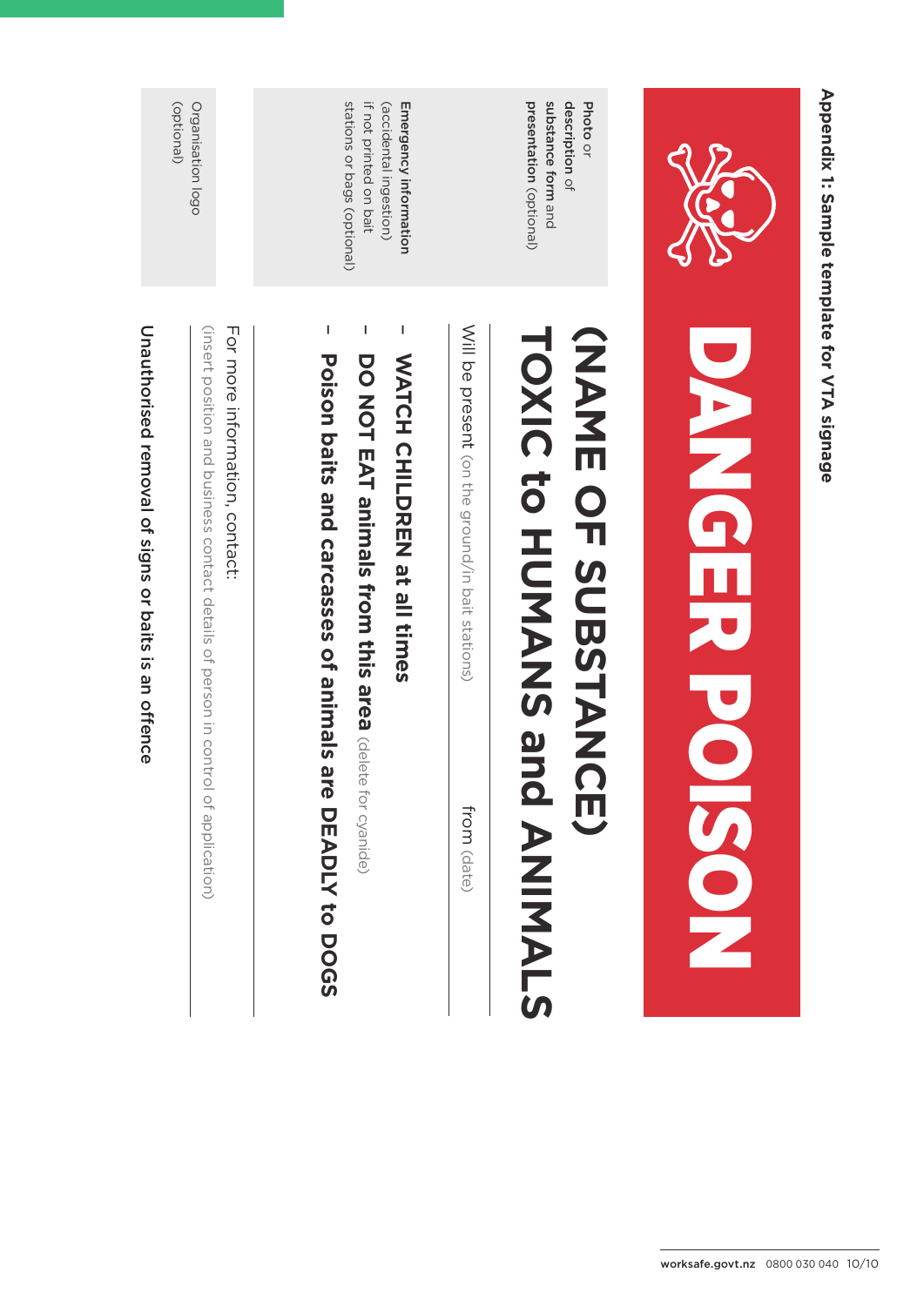## Appendix 1: Sample template for VTA signage

# DANGER POISON

**Photo or description of substance form** and **presentation** (optional)

**Emergency information** (accidental ingestion) if not printed on bait stations or bags (optional)

Organisation logo (optional)

# (NAME OF SUBSTANCE) TOXIC to HUMANS and ANIMALS

Will be present (on the ground/in bait stations) ________________ from (date) ________________

- **WATCH CHILDREN at all times**
- **DO NOT EAT animals from this area** (delete for cyanide)
- **Poison baits and carcasses of animals are DEADLY to DOGS**

For more information, contact:

(insert position and business contact details of person in control of application)

**Unauthorised removal of signs or baits is an offence**